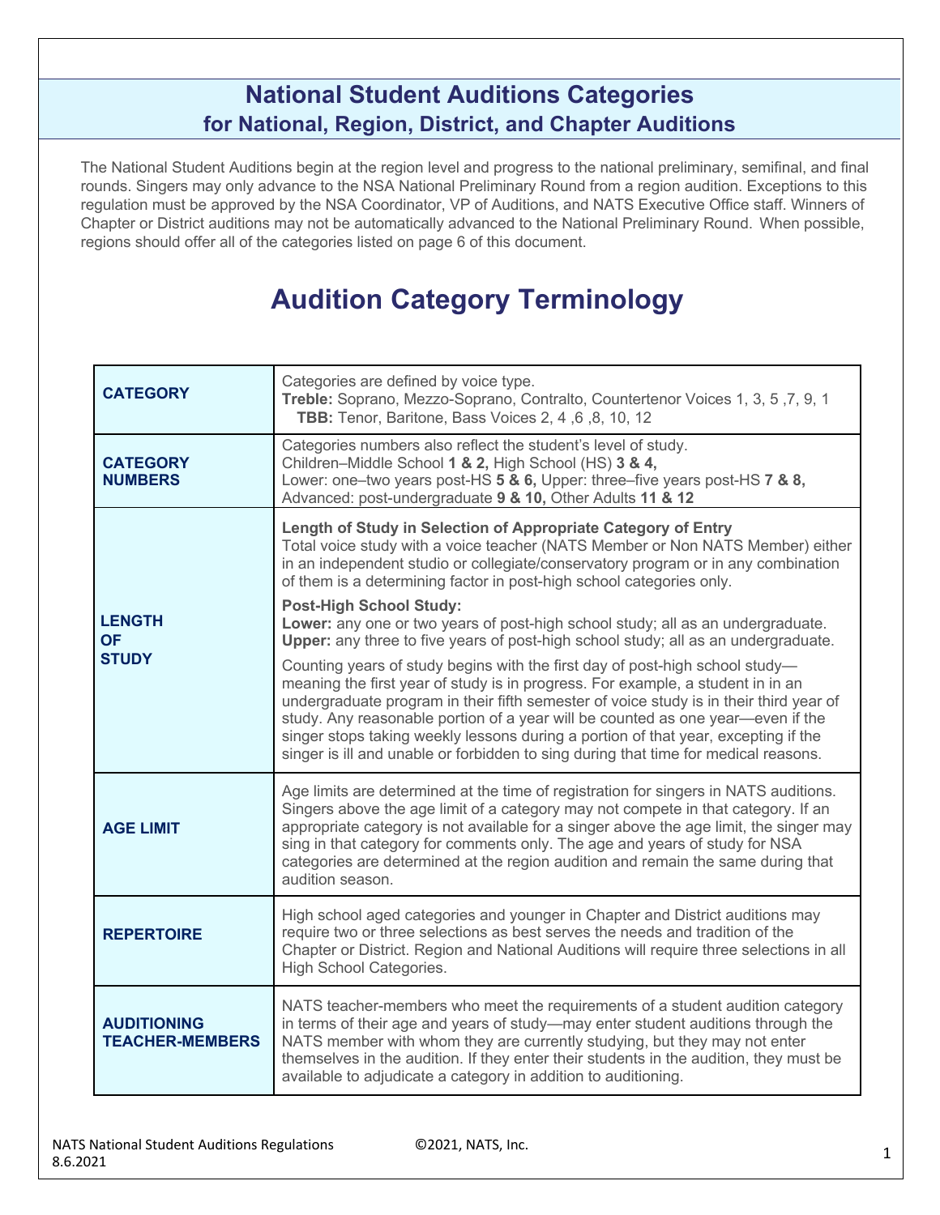# National Student Auditions Categories
## for National, Region, District, and Chapter Auditions

The National Student Auditions begin at the region level and progress to the national preliminary, semifinal, and final rounds. Singers may only advance to the NSA National Preliminary Round from a region audition. Exceptions to this regulation must be approved by the NSA Coordinator, VP of Auditions, and NATS Executive Office staff. Winners of Chapter or District auditions may not be automatically advanced to the National Preliminary Round. When possible, regions should offer all of the categories listed on page 6 of this document.

# Audition Category Terminology

| | |
|---|---|
| **CATEGORY** | Categories are defined by voice type.<br>**Treble:** Soprano, Mezzo-Soprano, Contralto, Countertenor Voices 1, 3, 5 ,7, 9, 1<br>**TBB:** Tenor, Baritone, Bass Voices 2, 4 ,6 ,8, 10, 12 |
| **CATEGORY NUMBERS** | Categories numbers also reflect the student's level of study.<br>Children–Middle School **1 & 2,** High School (HS) **3 & 4,**<br>Lower: one–two years post-HS **5 & 6,** Upper: three–five years post-HS **7 & 8,**<br>Advanced: post-undergraduate **9 & 10,** Other Adults **11 & 12** |
| **LENGTH OF STUDY** | **Length of Study in Selection of Appropriate Category of Entry**<br>Total voice study with a voice teacher (NATS Member or Non NATS Member) either in an independent studio or collegiate/conservatory program or in any combination of them is a determining factor in post-high school categories only.<br><br>**Post-High School Study:**<br>**Lower:** any one or two years of post-high school study; all as an undergraduate.<br>**Upper:** any three to five years of post-high school study; all as an undergraduate.<br><br>Counting years of study begins with the first day of post-high school study—meaning the first year of study is in progress. For example, a student in an undergraduate program in their fifth semester of voice study is in their third year of study. Any reasonable portion of a year will be counted as one year—even if the singer stops taking weekly lessons during a portion of that year, excepting if the singer is ill and unable or forbidden to sing during that time for medical reasons. |
| **AGE LIMIT** | Age limits are determined at the time of registration for singers in NATS auditions. Singers above the age limit of a category may not compete in that category. If an appropriate category is not available for a singer above the age limit, the singer may sing in that category for comments only. The age and years of study for NSA categories are determined at the region audition and remain the same during that audition season. |
| **REPERTOIRE** | High school aged categories and younger in Chapter and District auditions may require two or three selections as best serves the needs and tradition of the Chapter or District. Region and National Auditions will require three selections in all High School Categories. |
| **AUDITIONING TEACHER-MEMBERS** | NATS teacher-members who meet the requirements of a student audition category in terms of their age and years of study—may enter student auditions through the NATS member with whom they are currently studying, but they may not enter themselves in the audition. If they enter their students in the audition, they must be available to adjudicate a category in addition to auditioning. |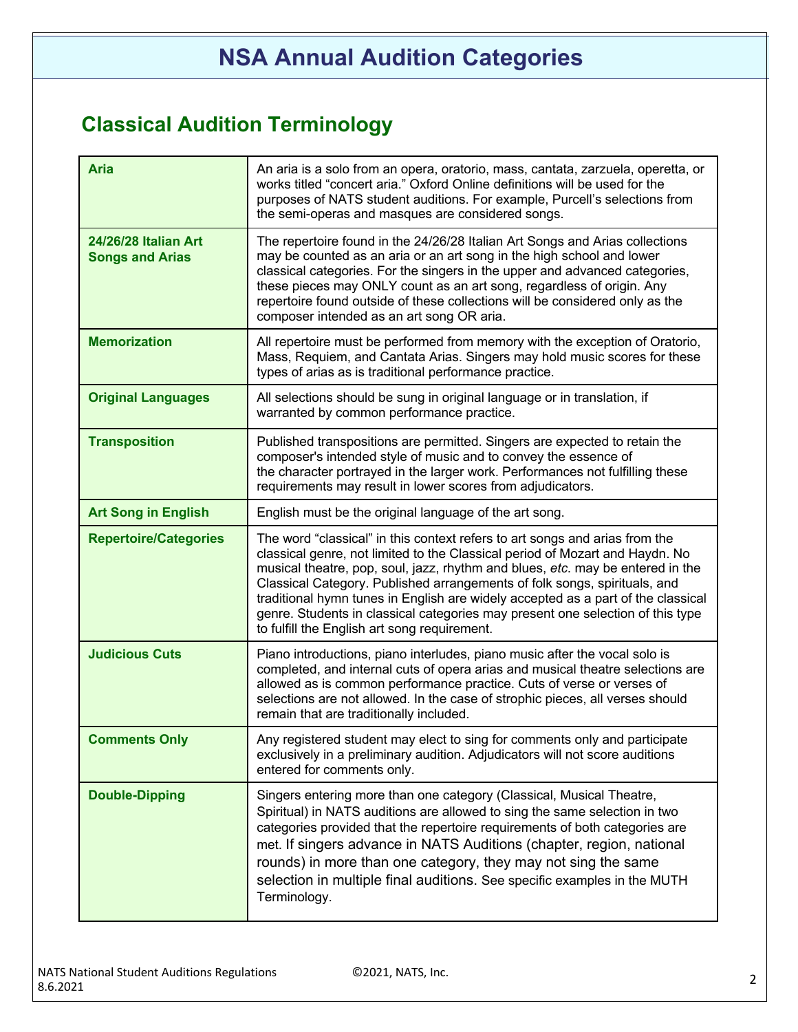# NSA Annual Audition Categories

## Classical Audition Terminology

| Term | Definition |
| --- | --- |
| **Aria** | An aria is a solo from an opera, oratorio, mass, cantata, zarzuela, operetta, or works titled "concert aria." Oxford Online definitions will be used for the purposes of NATS student auditions. For example, Purcell's selections from the semi-operas and masques are considered songs. |
| **24/26/28 Italian Art Songs and Arias** | The repertoire found in the 24/26/28 Italian Art Songs and Arias collections may be counted as an aria or an art song in the high school and lower classical categories. For the singers in the upper and advanced categories, these pieces may ONLY count as an art song, regardless of origin. Any repertoire found outside of these collections will be considered only as the composer intended as an art song OR aria. |
| **Memorization** | All repertoire must be performed from memory with the exception of Oratorio, Mass, Requiem, and Cantata Arias. Singers may hold music scores for these types of arias as is traditional performance practice. |
| **Original Languages** | All selections should be sung in original language or in translation, if warranted by common performance practice. |
| **Transposition** | Published transpositions are permitted. Singers are expected to retain the composer's intended style of music and to convey the essence of the character portrayed in the larger work. Performances not fulfilling these requirements may result in lower scores from adjudicators. |
| **Art Song in English** | English must be the original language of the art song. |
| **Repertoire/Categories** | The word "classical" in this context refers to art songs and arias from the classical genre, not limited to the Classical period of Mozart and Haydn. No musical theatre, pop, soul, jazz, rhythm and blues, *etc.* may be entered in the Classical Category. Published arrangements of folk songs, spirituals, and traditional hymn tunes in English are widely accepted as a part of the classical genre. Students in classical categories may present one selection of this type to fulfill the English art song requirement. |
| **Judicious Cuts** | Piano introductions, piano interludes, piano music after the vocal solo is completed, and internal cuts of opera arias and musical theatre selections are allowed as is common performance practice. Cuts of verse or verses of selections are not allowed. In the case of strophic pieces, all verses should remain that are traditionally included. |
| **Comments Only** | Any registered student may elect to sing for comments only and participate exclusively in a preliminary audition. Adjudicators will not score auditions entered for comments only. |
| **Double-Dipping** | Singers entering more than one category (Classical, Musical Theatre, Spiritual) in NATS auditions are allowed to sing the same selection in two categories provided that the repertoire requirements of both categories are met. If singers advance in NATS Auditions (chapter, region, national rounds) in more than one category, they may not sing the same selection in multiple final auditions. See specific examples in the MUTH Terminology. |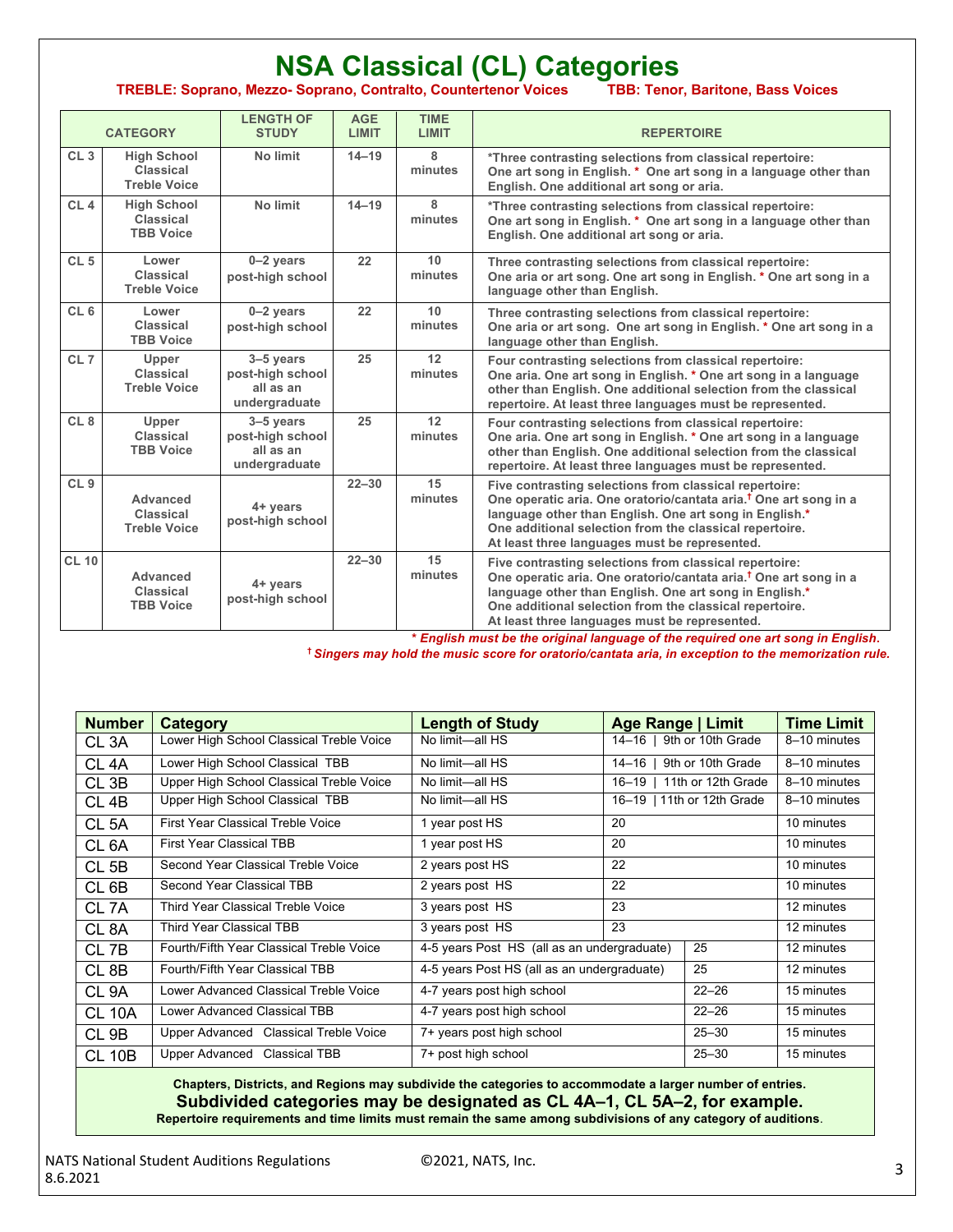# NSA Classical (CL) Categories

**TREBLE: Soprano, Mezzo- Soprano, Contralto, Countertenor Voices** **TBB: Tenor, Baritone, Bass Voices**

| CATEGORY | | LENGTH OF STUDY | AGE LIMIT | TIME LIMIT | REPERTOIRE |
|---|---|---|---|---|---|
| CL 3 | High School Classical Treble Voice | No limit | 14–19 | 8 minutes | *Three contrasting selections from classical repertoire: One art song in English. * One art song in a language other than English. One additional art song or aria. |
| CL 4 | High School Classical TBB Voice | No limit | 14–19 | 8 minutes | *Three contrasting selections from classical repertoire: One art song in English. * One art song in a language other than English. One additional art song or aria. |
| CL 5 | Lower Classical Treble Voice | 0–2 years post-high school | 22 | 10 minutes | Three contrasting selections from classical repertoire: One aria or art song. One art song in English. * One art song in a language other than English. |
| CL 6 | Lower Classical TBB Voice | 0–2 years post-high school | 22 | 10 minutes | Three contrasting selections from classical repertoire: One aria or art song. One art song in English. * One art song in a language other than English. |
| CL 7 | Upper Classical Treble Voice | 3–5 years post-high school all as an undergraduate | 25 | 12 minutes | Four contrasting selections from classical repertoire: One aria. One art song in English. * One art song in a language other than English. One additional selection from the classical repertoire. At least three languages must be represented. |
| CL 8 | Upper Classical TBB Voice | 3–5 years post-high school all as an undergraduate | 25 | 12 minutes | Four contrasting selections from classical repertoire: One aria. One art song in English. * One art song in a language other than English. One additional selection from the classical repertoire. At least three languages must be represented. |
| CL 9 | Advanced Classical Treble Voice | 4+ years post-high school | 22–30 | 15 minutes | Five contrasting selections from classical repertoire: One operatic aria. One oratorio/cantata aria.† One art song in a language other than English. One art song in English.* One additional selection from the classical repertoire. At least three languages must be represented. |
| CL 10 | Advanced Classical TBB Voice | 4+ years post-high school | 22–30 | 15 minutes | Five contrasting selections from classical repertoire: One operatic aria. One oratorio/cantata aria.† One art song in a language other than English. One art song in English.* One additional selection from the classical repertoire. At least three languages must be represented. |

*\* English must be the original language of the required one art song in English.*

*† Singers may hold the music score for oratorio/cantata aria, in exception to the memorization rule.*

| Number | Category | Length of Study | Age Range \| Limit | Time Limit |
|---|---|---|---|---|
| CL 3A | Lower High School Classical Treble Voice | No limit—all HS | 14–16 \| 9th or 10th Grade | 8–10 minutes |
| CL 4A | Lower High School Classical TBB | No limit—all HS | 14–16 \| 9th or 10th Grade | 8–10 minutes |
| CL 3B | Upper High School Classical Treble Voice | No limit—all HS | 16–19 \| 11th or 12th Grade | 8–10 minutes |
| CL 4B | Upper High School Classical TBB | No limit—all HS | 16–19 \| 11th or 12th Grade | 8–10 minutes |
| CL 5A | First Year Classical Treble Voice | 1 year post HS | 20 | 10 minutes |
| CL 6A | First Year Classical TBB | 1 year post HS | 20 | 10 minutes |
| CL 5B | Second Year Classical Treble Voice | 2 years post HS | 22 | 10 minutes |
| CL 6B | Second Year Classical TBB | 2 years post HS | 22 | 10 minutes |
| CL 7A | Third Year Classical Treble Voice | 3 years post HS | 23 | 12 minutes |
| CL 8A | Third Year Classical TBB | 3 years post HS | 23 | 12 minutes |
| CL 7B | Fourth/Fifth Year Classical Treble Voice | 4-5 years Post HS (all as an undergraduate) | 25 | 12 minutes |
| CL 8B | Fourth/Fifth Year Classical TBB | 4-5 years Post HS (all as an undergraduate) | 25 | 12 minutes |
| CL 9A | Lower Advanced Classical Treble Voice | 4-7 years post high school | 22–26 | 15 minutes |
| CL 10A | Lower Advanced Classical TBB | 4-7 years post high school | 22–26 | 15 minutes |
| CL 9B | Upper Advanced Classical Treble Voice | 7+ years post high school | 25–30 | 15 minutes |
| CL 10B | Upper Advanced Classical TBB | 7+ post high school | 25–30 | 15 minutes |

**Chapters, Districts, and Regions may subdivide the categories to accommodate a larger number of entries.**

**Subdivided categories may be designated as CL 4A–1, CL 5A–2, for example.**

**Repertoire requirements and time limits must remain the same among subdivisions of any category of auditions.**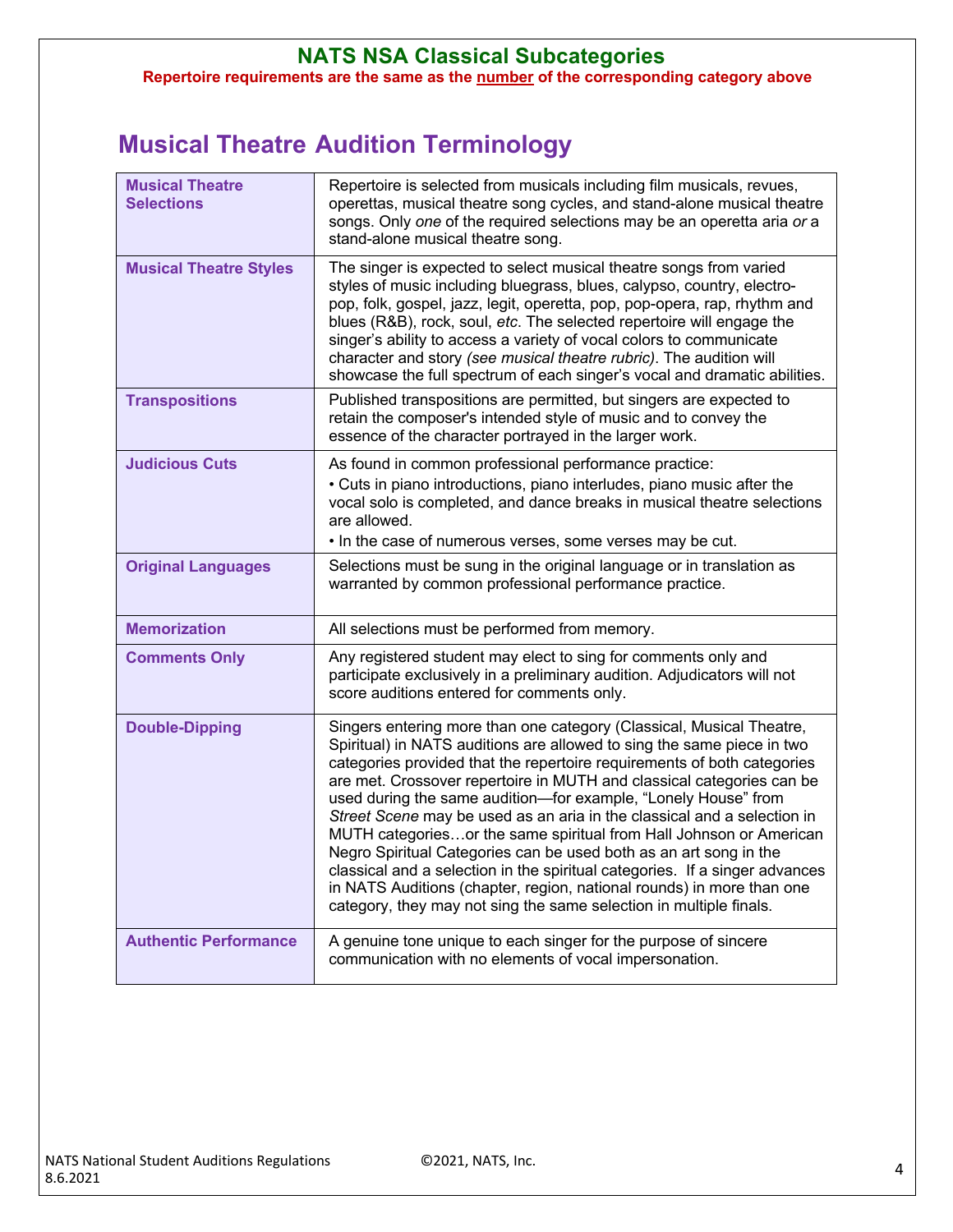## NATS NSA Classical Subcategories

**Repertoire requirements are the same as the number of the corresponding category above**

# Musical Theatre Audition Terminology

| | |
|---|---|
| **Musical Theatre Selections** | Repertoire is selected from musicals including film musicals, revues, operettas, musical theatre song cycles, and stand-alone musical theatre songs. Only *one* of the required selections may be an operetta aria *or* a stand-alone musical theatre song. |
| **Musical Theatre Styles** | The singer is expected to select musical theatre songs from varied styles of music including bluegrass, blues, calypso, country, electro-pop, folk, gospel, jazz, legit, operetta, pop, pop-opera, rap, rhythm and blues (R&B), rock, soul, *etc*. The selected repertoire will engage the singer's ability to access a variety of vocal colors to communicate character and story *(see musical theatre rubric)*. The audition will showcase the full spectrum of each singer's vocal and dramatic abilities. |
| **Transpositions** | Published transpositions are permitted, but singers are expected to retain the composer's intended style of music and to convey the essence of the character portrayed in the larger work. |
| **Judicious Cuts** | As found in common professional performance practice:<br>• Cuts in piano introductions, piano interludes, piano music after the vocal solo is completed, and dance breaks in musical theatre selections are allowed.<br>• In the case of numerous verses, some verses may be cut. |
| **Original Languages** | Selections must be sung in the original language or in translation as warranted by common professional performance practice. |
| **Memorization** | All selections must be performed from memory. |
| **Comments Only** | Any registered student may elect to sing for comments only and participate exclusively in a preliminary audition. Adjudicators will not score auditions entered for comments only. |
| **Double-Dipping** | Singers entering more than one category (Classical, Musical Theatre, Spiritual) in NATS auditions are allowed to sing the same piece in two categories provided that the repertoire requirements of both categories are met. Crossover repertoire in MUTH and classical categories can be used during the same audition—for example, "Lonely House" from *Street Scene* may be used as an aria in the classical and a selection in MUTH categories…or the same spiritual from Hall Johnson or American Negro Spiritual Categories can be used both as an art song in the classical and a selection in the spiritual categories. If a singer advances in NATS Auditions (chapter, region, national rounds) in more than one category, they may not sing the same selection in multiple finals. |
| **Authentic Performance** | A genuine tone unique to each singer for the purpose of sincere communication with no elements of vocal impersonation. |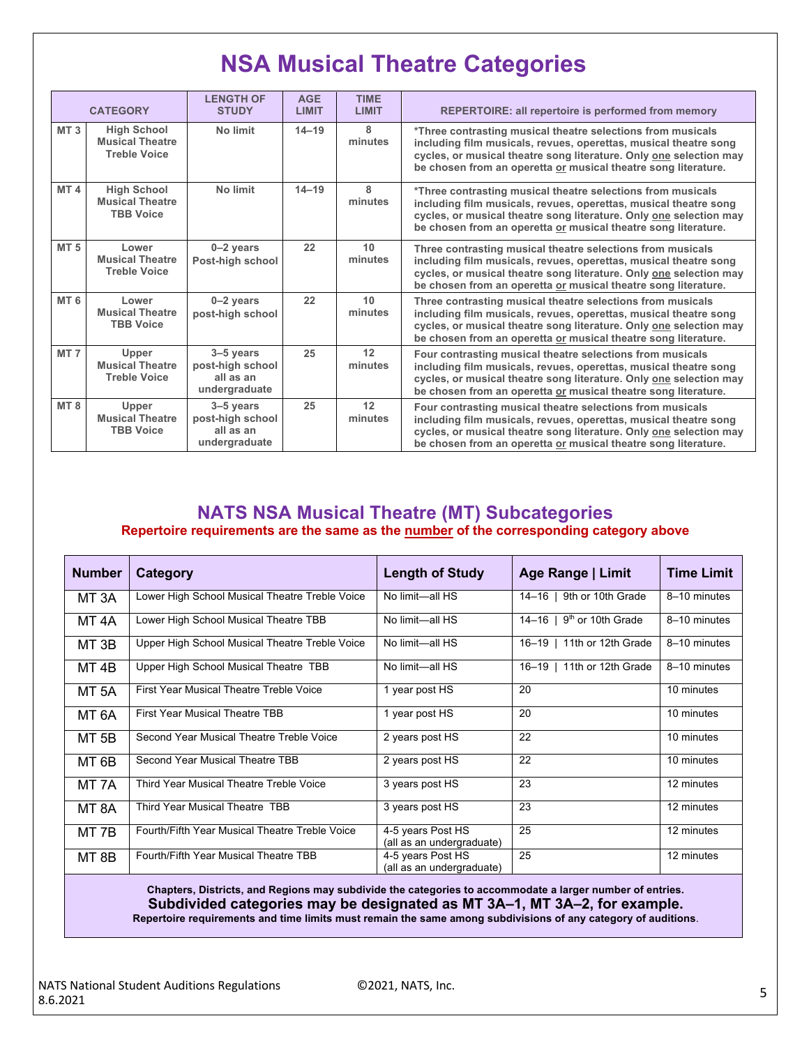# NSA Musical Theatre Categories

| CATEGORY | | LENGTH OF STUDY | AGE LIMIT | TIME LIMIT | REPERTOIRE: all repertoire is performed from memory |
|---|---|---|---|---|---|
| MT 3 | High School Musical Theatre Treble Voice | No limit | 14–19 | 8 minutes | *Three contrasting musical theatre selections from musicals including film musicals, revues, operettas, musical theatre song cycles, or musical theatre song literature. Only one selection may be chosen from an operetta or musical theatre song literature. |
| MT 4 | High School Musical Theatre TBB Voice | No limit | 14–19 | 8 minutes | *Three contrasting musical theatre selections from musicals including film musicals, revues, operettas, musical theatre song cycles, or musical theatre song literature. Only one selection may be chosen from an operetta or musical theatre song literature. |
| MT 5 | Lower Musical Theatre Treble Voice | 0–2 years Post-high school | 22 | 10 minutes | Three contrasting musical theatre selections from musicals including film musicals, revues, operettas, musical theatre song cycles, or musical theatre song literature. Only one selection may be chosen from an operetta or musical theatre song literature. |
| MT 6 | Lower Musical Theatre TBB Voice | 0–2 years post-high school | 22 | 10 minutes | Three contrasting musical theatre selections from musicals including film musicals, revues, operettas, musical theatre song cycles, or musical theatre song literature. Only one selection may be chosen from an operetta or musical theatre song literature. |
| MT 7 | Upper Musical Theatre Treble Voice | 3–5 years post-high school all as an undergraduate | 25 | 12 minutes | Four contrasting musical theatre selections from musicals including film musicals, revues, operettas, musical theatre song cycles, or musical theatre song literature. Only one selection may be chosen from an operetta or musical theatre song literature. |
| MT 8 | Upper Musical Theatre TBB Voice | 3–5 years post-high school all as an undergraduate | 25 | 12 minutes | Four contrasting musical theatre selections from musicals including film musicals, revues, operettas, musical theatre song cycles, or musical theatre song literature. Only one selection may be chosen from an operetta or musical theatre song literature. |

## NATS NSA Musical Theatre (MT) Subcategories

**Repertoire requirements are the same as the number of the corresponding category above**

| Number | Category | Length of Study | Age Range \| Limit | Time Limit |
|---|---|---|---|---|
| MT 3A | Lower High School Musical Theatre Treble Voice | No limit—all HS | 14–16 \| 9th or 10th Grade | 8–10 minutes |
| MT 4A | Lower High School Musical Theatre TBB | No limit—all HS | 14–16 \| 9th or 10th Grade | 8–10 minutes |
| MT 3B | Upper High School Musical Theatre Treble Voice | No limit—all HS | 16–19 \| 11th or 12th Grade | 8–10 minutes |
| MT 4B | Upper High School Musical Theatre TBB | No limit—all HS | 16–19 \| 11th or 12th Grade | 8–10 minutes |
| MT 5A | First Year Musical Theatre Treble Voice | 1 year post HS | 20 | 10 minutes |
| MT 6A | First Year Musical Theatre TBB | 1 year post HS | 20 | 10 minutes |
| MT 5B | Second Year Musical Theatre Treble Voice | 2 years post HS | 22 | 10 minutes |
| MT 6B | Second Year Musical Theatre TBB | 2 years post HS | 22 | 10 minutes |
| MT 7A | Third Year Musical Theatre Treble Voice | 3 years post HS | 23 | 12 minutes |
| MT 8A | Third Year Musical Theatre TBB | 3 years post HS | 23 | 12 minutes |
| MT 7B | Fourth/Fifth Year Musical Theatre Treble Voice | 4-5 years Post HS (all as an undergraduate) | 25 | 12 minutes |
| MT 8B | Fourth/Fifth Year Musical Theatre TBB | 4-5 years Post HS (all as an undergraduate) | 25 | 12 minutes |

**Chapters, Districts, and Regions may subdivide the categories to accommodate a larger number of entries.**
**Subdivided categories may be designated as MT 3A–1, MT 3A–2, for example.**
**Repertoire requirements and time limits must remain the same among subdivisions of any category of auditions.**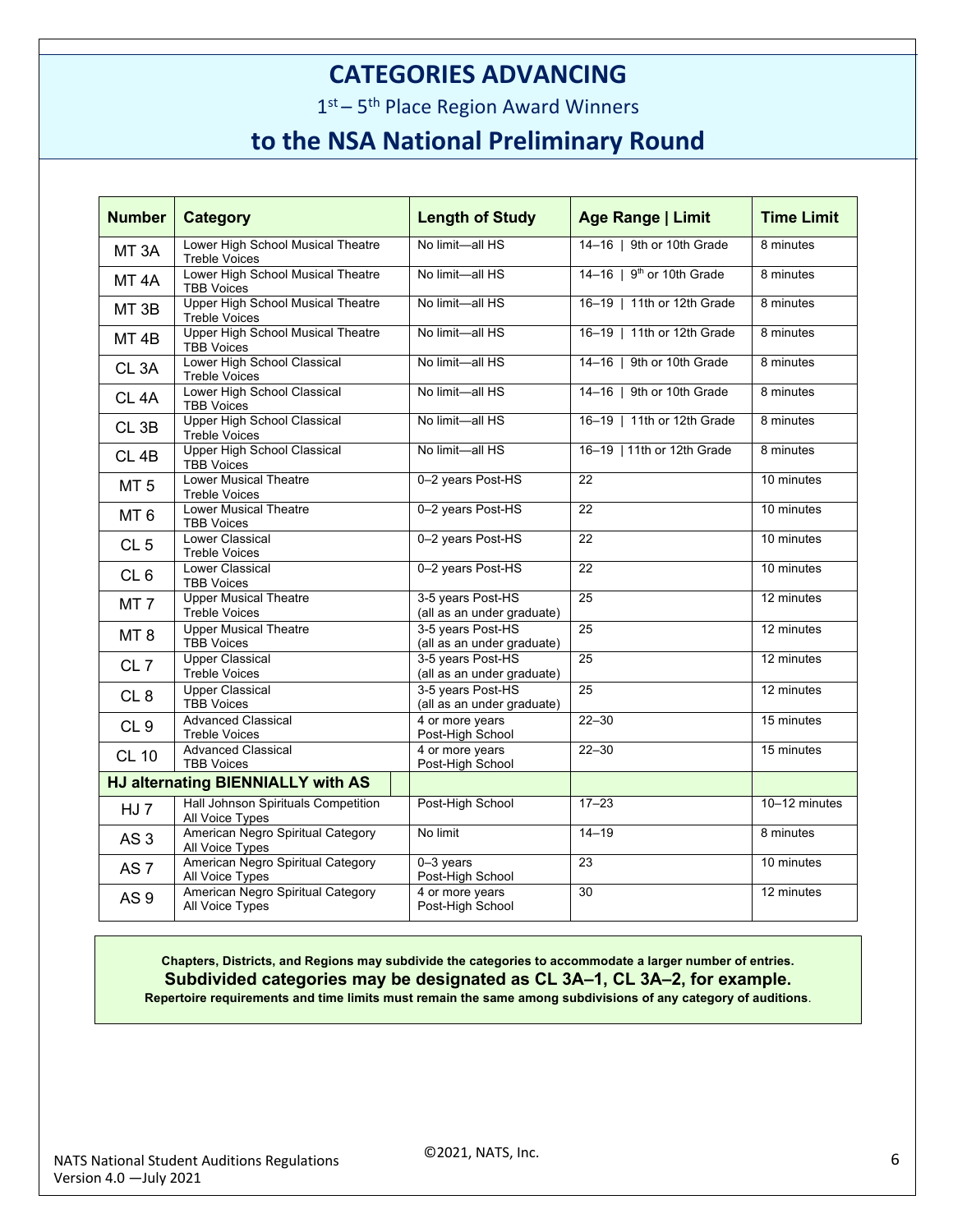# CATEGORIES ADVANCING

1st – 5th Place Region Award Winners

## to the NSA National Preliminary Round

| Number | Category | Length of Study | Age Range \| Limit | Time Limit |
|---|---|---|---|---|
| MT 3A | Lower High School Musical Theatre Treble Voices | No limit—all HS | 14–16 \| 9th or 10th Grade | 8 minutes |
| MT 4A | Lower High School Musical Theatre TBB Voices | No limit—all HS | 14–16 \| 9th or 10th Grade | 8 minutes |
| MT 3B | Upper High School Musical Theatre Treble Voices | No limit—all HS | 16–19 \| 11th or 12th Grade | 8 minutes |
| MT 4B | Upper High School Musical Theatre TBB Voices | No limit—all HS | 16–19 \| 11th or 12th Grade | 8 minutes |
| CL 3A | Lower High School Classical Treble Voices | No limit—all HS | 14–16 \| 9th or 10th Grade | 8 minutes |
| CL 4A | Lower High School Classical TBB Voices | No limit—all HS | 14–16 \| 9th or 10th Grade | 8 minutes |
| CL 3B | Upper High School Classical Treble Voices | No limit—all HS | 16–19 \| 11th or 12th Grade | 8 minutes |
| CL 4B | Upper High School Classical TBB Voices | No limit—all HS | 16–19 \| 11th or 12th Grade | 8 minutes |
| MT 5 | Lower Musical Theatre Treble Voices | 0–2 years Post-HS | 22 | 10 minutes |
| MT 6 | Lower Musical Theatre TBB Voices | 0–2 years Post-HS | 22 | 10 minutes |
| CL 5 | Lower Classical Treble Voices | 0–2 years Post-HS | 22 | 10 minutes |
| CL 6 | Lower Classical TBB Voices | 0–2 years Post-HS | 22 | 10 minutes |
| MT 7 | Upper Musical Theatre Treble Voices | 3-5 years Post-HS (all as an under graduate) | 25 | 12 minutes |
| MT 8 | Upper Musical Theatre TBB Voices | 3-5 years Post-HS (all as an under graduate) | 25 | 12 minutes |
| CL 7 | Upper Classical Treble Voices | 3-5 years Post-HS (all as an under graduate) | 25 | 12 minutes |
| CL 8 | Upper Classical TBB Voices | 3-5 years Post-HS (all as an under graduate) | 25 | 12 minutes |
| CL 9 | Advanced Classical Treble Voices | 4 or more years Post-High School | 22–30 | 15 minutes |
| CL 10 | Advanced Classical TBB Voices | 4 or more years Post-High School | 22–30 | 15 minutes |
| **HJ alternating BIENNIALLY with AS** | | | | |
| HJ 7 | Hall Johnson Spirituals Competition All Voice Types | Post-High School | 17–23 | 10–12 minutes |
| AS 3 | American Negro Spiritual Category All Voice Types | No limit | 14–19 | 8 minutes |
| AS 7 | American Negro Spiritual Category All Voice Types | 0–3 years Post-High School | 23 | 10 minutes |
| AS 9 | American Negro Spiritual Category All Voice Types | 4 or more years Post-High School | 30 | 12 minutes |

**Chapters, Districts, and Regions may subdivide the categories to accommodate a larger number of entries.**

**Subdivided categories may be designated as CL 3A–1, CL 3A–2, for example.**

**Repertoire requirements and time limits must remain the same among subdivisions of any category of auditions.**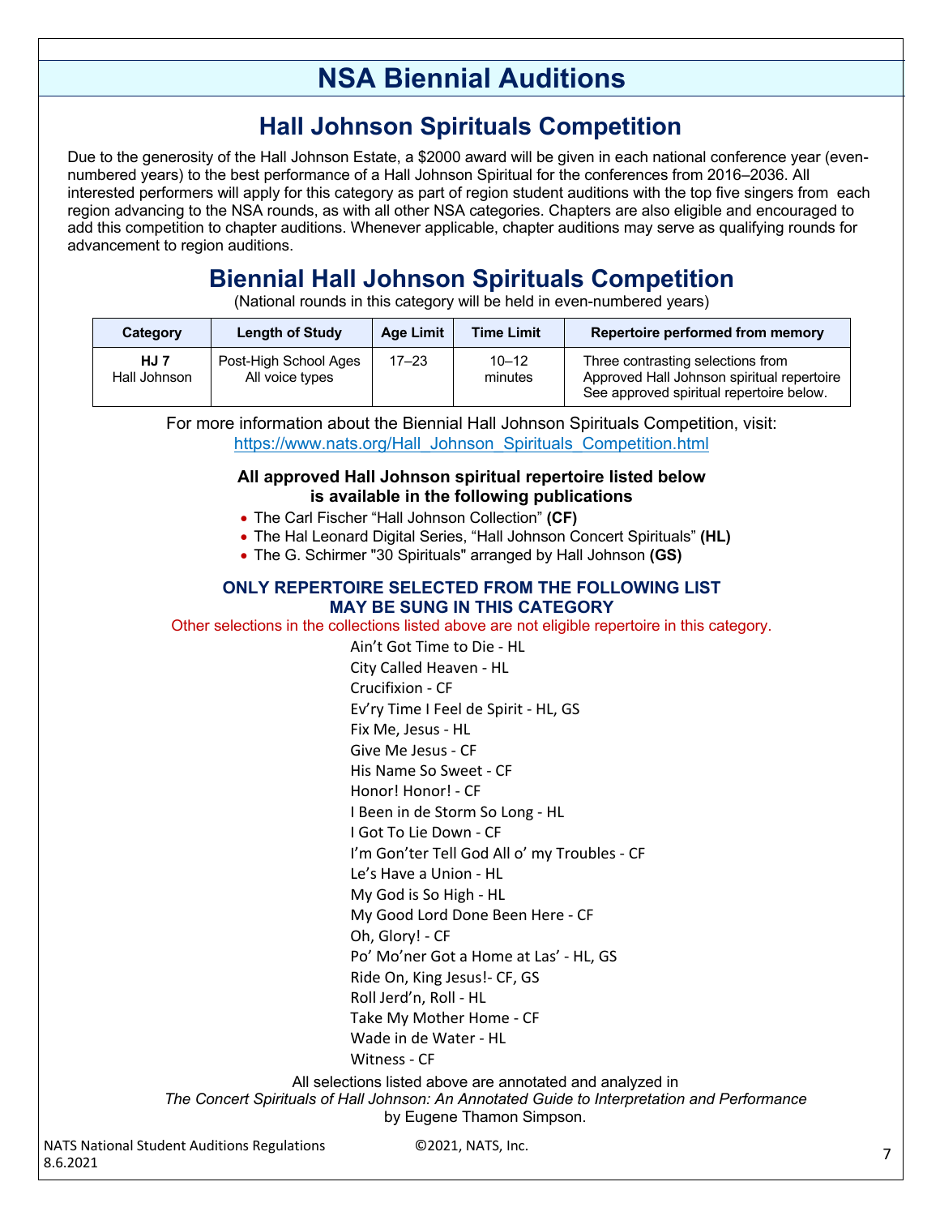# NSA Biennial Auditions

## Hall Johnson Spirituals Competition

Due to the generosity of the Hall Johnson Estate, a $2000 award will be given in each national conference year (even-numbered years) to the best performance of a Hall Johnson Spiritual for the conferences from 2016–2036. All interested performers will apply for this category as part of region student auditions with the top five singers from each region advancing to the NSA rounds, as with all other NSA categories. Chapters are also eligible and encouraged to add this competition to chapter auditions. Whenever applicable, chapter auditions may serve as qualifying rounds for advancement to region auditions.

## Biennial Hall Johnson Spirituals Competition

(National rounds in this category will be held in even-numbered years)

| Category | Length of Study | Age Limit | Time Limit | Repertoire performed from memory |
|---|---|---|---|---|
| **HJ 7** Hall Johnson | Post-High School Ages All voice types | 17–23 | 10–12 minutes | Three contrasting selections from Approved Hall Johnson spiritual repertoire See approved spiritual repertoire below. |

For more information about the Biennial Hall Johnson Spirituals Competition, visit:
https://www.nats.org/Hall_Johnson_Spirituals_Competition.html

**All approved Hall Johnson spiritual repertoire listed below is available in the following publications**

- The Carl Fischer "Hall Johnson Collection" **(CF)**
- The Hal Leonard Digital Series, "Hall Johnson Concert Spirituals" **(HL)**
- The G. Schirmer "30 Spirituals" arranged by Hall Johnson **(GS)**

**ONLY REPERTOIRE SELECTED FROM THE FOLLOWING LIST MAY BE SUNG IN THIS CATEGORY**

Other selections in the collections listed above are not eligible repertoire in this category.

Ain't Got Time to Die - HL
City Called Heaven - HL
Crucifixion - CF
Ev'ry Time I Feel de Spirit - HL, GS
Fix Me, Jesus - HL
Give Me Jesus - CF
His Name So Sweet - CF
Honor! Honor! - CF
I Been in de Storm So Long - HL
I Got To Lie Down - CF
I'm Gon'ter Tell God All o' my Troubles - CF
Le's Have a Union - HL
My God is So High - HL
My Good Lord Done Been Here - CF
Oh, Glory! - CF
Po' Mo'ner Got a Home at Las' - HL, GS
Ride On, King Jesus!- CF, GS
Roll Jerd'n, Roll - HL
Take My Mother Home - CF
Wade in de Water - HL
Witness - CF

All selections listed above are annotated and analyzed in *The Concert Spirituals of Hall Johnson: An Annotated Guide to Interpretation and Performance* by Eugene Thamon Simpson.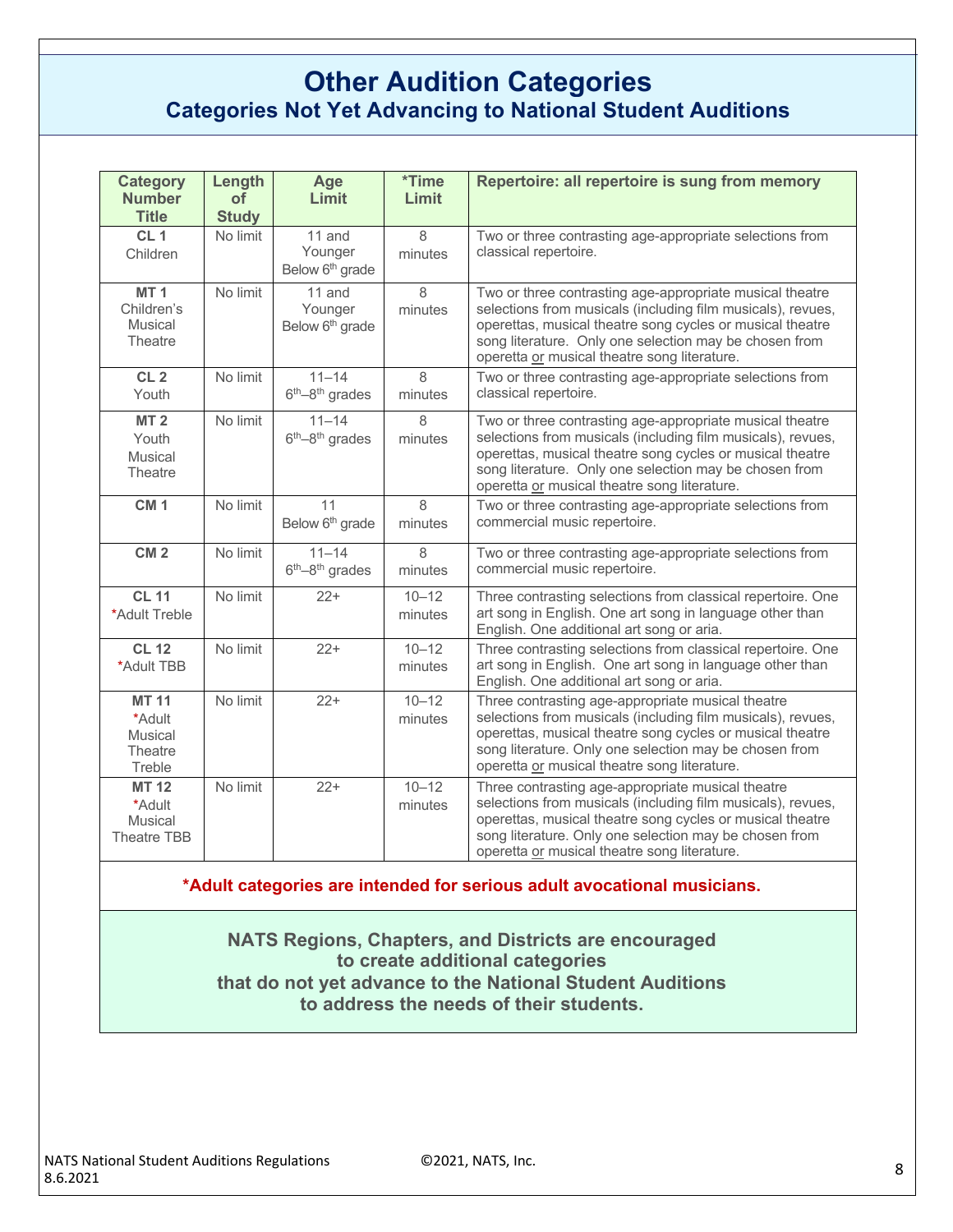# Other Audition Categories

## Categories Not Yet Advancing to National Student Auditions

| Category Number Title | Length of Study | Age Limit | *Time Limit | Repertoire: all repertoire is sung from memory |
|---|---|---|---|---|
| **CL 1** Children | No limit | 11 and Younger Below 6th grade | 8 minutes | Two or three contrasting age-appropriate selections from classical repertoire. |
| **MT 1** Children's Musical Theatre | No limit | 11 and Younger Below 6th grade | 8 minutes | Two or three contrasting age-appropriate musical theatre selections from musicals (including film musicals), revues, operettas, musical theatre song cycles or musical theatre song literature. Only one selection may be chosen from operetta or musical theatre song literature. |
| **CL 2** Youth | No limit | 11–14 6th–8th grades | 8 minutes | Two or three contrasting age-appropriate selections from classical repertoire. |
| **MT 2** Youth Musical Theatre | No limit | 11–14 6th–8th grades | 8 minutes | Two or three contrasting age-appropriate musical theatre selections from musicals (including film musicals), revues, operettas, musical theatre song cycles or musical theatre song literature. Only one selection may be chosen from operetta or musical theatre song literature. |
| **CM 1** | No limit | 11 Below 6th grade | 8 minutes | Two or three contrasting age-appropriate selections from commercial music repertoire. |
| **CM 2** | No limit | 11–14 6th–8th grades | 8 minutes | Two or three contrasting age-appropriate selections from commercial music repertoire. |
| **CL 11** *Adult Treble | No limit | 22+ | 10–12 minutes | Three contrasting selections from classical repertoire. One art song in English. One art song in language other than English. One additional art song or aria. |
| **CL 12** *Adult TBB | No limit | 22+ | 10–12 minutes | Three contrasting selections from classical repertoire. One art song in English. One art song in language other than English. One additional art song or aria. |
| **MT 11** *Adult Musical Theatre Treble | No limit | 22+ | 10–12 minutes | Three contrasting age-appropriate musical theatre selections from musicals (including film musicals), revues, operettas, musical theatre song cycles or musical theatre song literature. Only one selection may be chosen from operetta or musical theatre song literature. |
| **MT 12** *Adult Musical Theatre TBB | No limit | 22+ | 10–12 minutes | Three contrasting age-appropriate musical theatre selections from musicals (including film musicals), revues, operettas, musical theatre song cycles or musical theatre song literature. Only one selection may be chosen from operetta or musical theatre song literature. |

**\*Adult categories are intended for serious adult avocational musicians.**

**NATS Regions, Chapters, and Districts are encouraged to create additional categories that do not yet advance to the National Student Auditions to address the needs of their students.**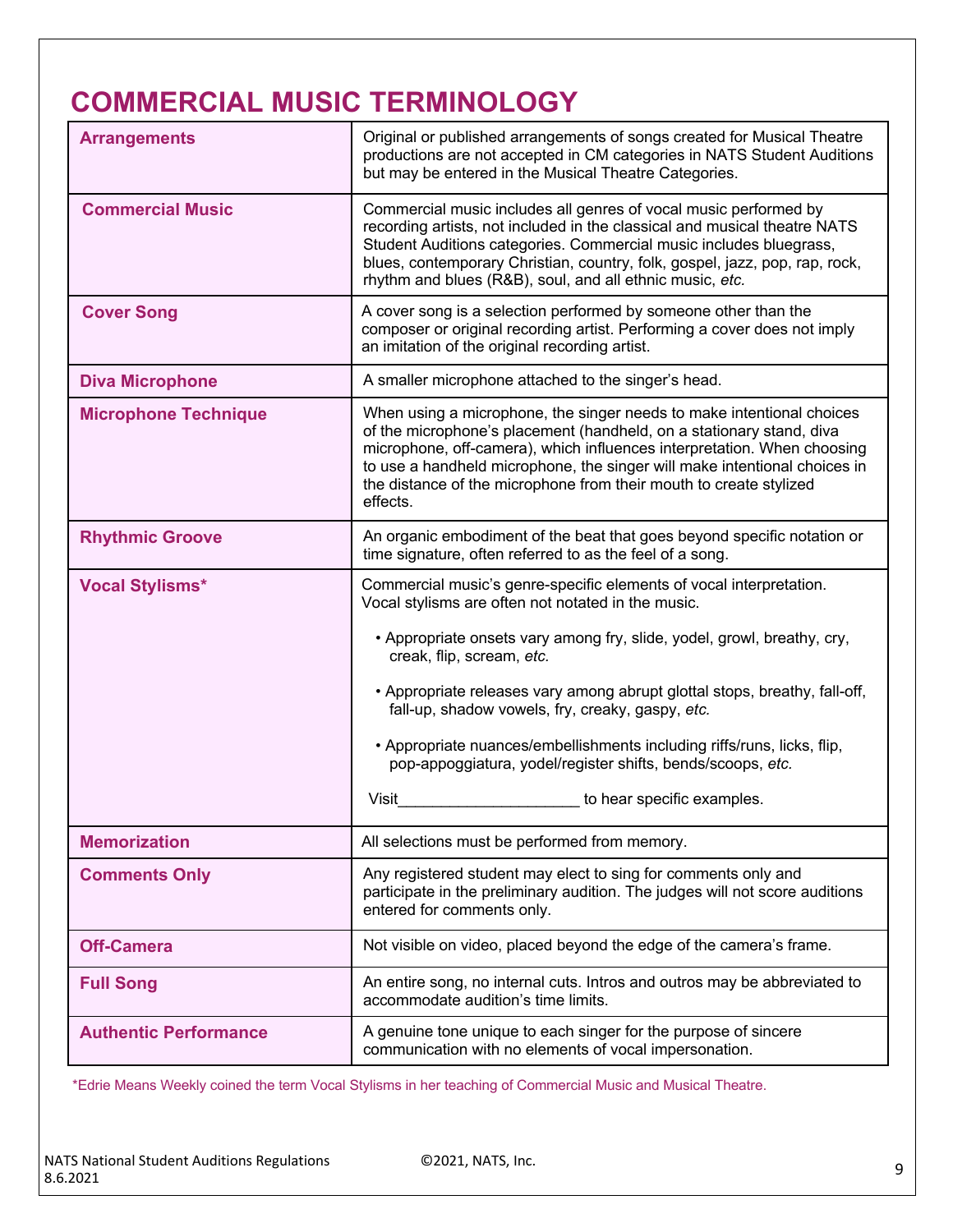# COMMERCIAL MUSIC TERMINOLOGY

| | |
|---|---|
| **Arrangements** | Original or published arrangements of songs created for Musical Theatre productions are not accepted in CM categories in NATS Student Auditions but may be entered in the Musical Theatre Categories. |
| **Commercial Music** | Commercial music includes all genres of vocal music performed by recording artists, not included in the classical and musical theatre NATS Student Auditions categories. Commercial music includes bluegrass, blues, contemporary Christian, country, folk, gospel, jazz, pop, rap, rock, rhythm and blues (R&B), soul, and all ethnic music, *etc.* |
| **Cover Song** | A cover song is a selection performed by someone other than the composer or original recording artist. Performing a cover does not imply an imitation of the original recording artist. |
| **Diva Microphone** | A smaller microphone attached to the singer's head. |
| **Microphone Technique** | When using a microphone, the singer needs to make intentional choices of the microphone's placement (handheld, on a stationary stand, diva microphone, off-camera), which influences interpretation. When choosing to use a handheld microphone, the singer will make intentional choices in the distance of the microphone from their mouth to create stylized effects. |
| **Rhythmic Groove** | An organic embodiment of the beat that goes beyond specific notation or time signature, often referred to as the feel of a song. |
| **Vocal Stylisms*** | Commercial music's genre-specific elements of vocal interpretation. Vocal stylisms are often not notated in the music. <br><br> • Appropriate onsets vary among fry, slide, yodel, growl, breathy, cry, creak, flip, scream, *etc.* <br><br> • Appropriate releases vary among abrupt glottal stops, breathy, fall-off, fall-up, shadow vowels, fry, creaky, gaspy, *etc.* <br><br> • Appropriate nuances/embellishments including riffs/runs, licks, flip, pop-appoggiatura, yodel/register shifts, bends/scoops, *etc.* <br><br> Visit_____________________ to hear specific examples. |
| **Memorization** | All selections must be performed from memory. |
| **Comments Only** | Any registered student may elect to sing for comments only and participate in the preliminary audition. The judges will not score auditions entered for comments only. |
| **Off-Camera** | Not visible on video, placed beyond the edge of the camera's frame. |
| **Full Song** | An entire song, no internal cuts. Intros and outros may be abbreviated to accommodate audition's time limits. |
| **Authentic Performance** | A genuine tone unique to each singer for the purpose of sincere communication with no elements of vocal impersonation. |

*Edrie Means Weekly coined the term Vocal Stylisms in her teaching of Commercial Music and Musical Theatre.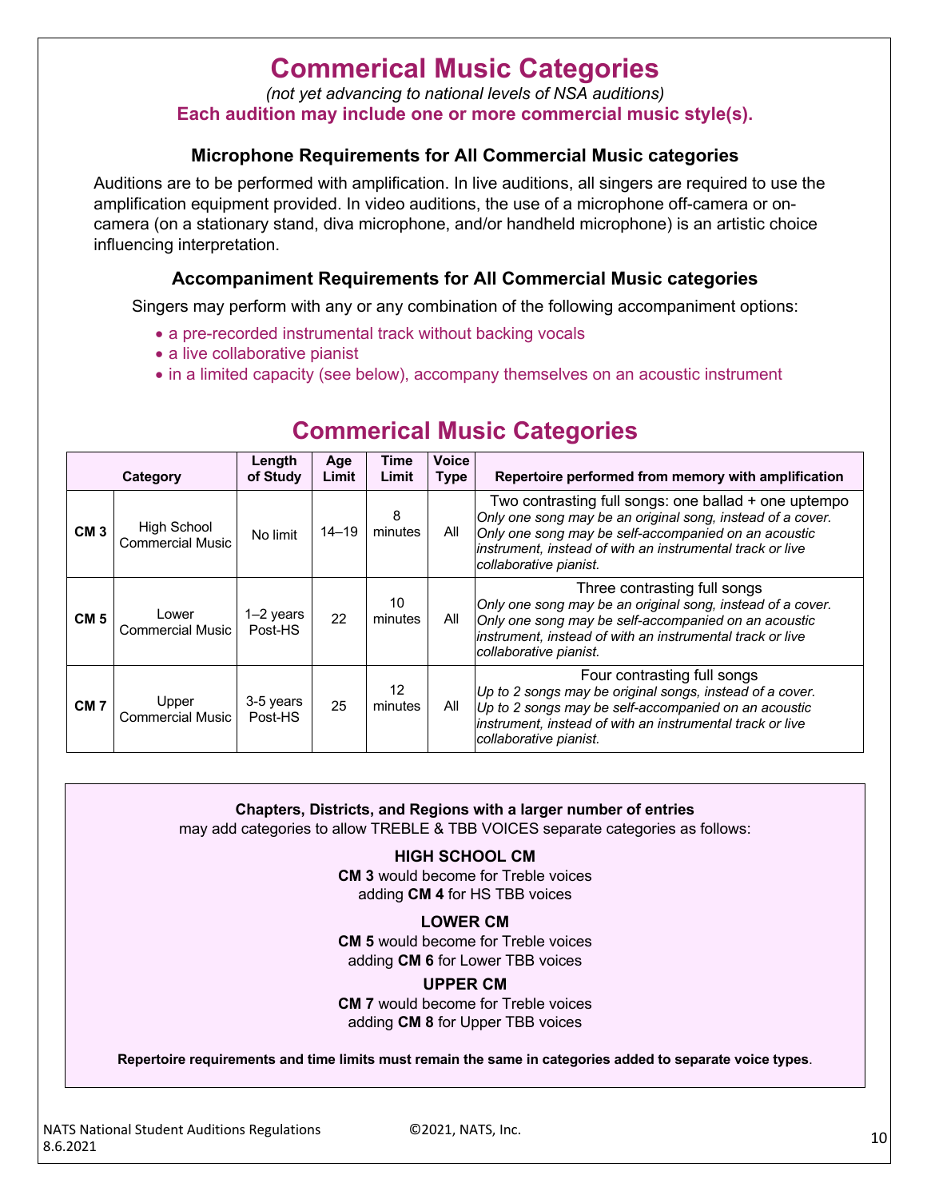# Commerical Music Categories

*(not yet advancing to national levels of NSA auditions)*

**Each audition may include one or more commercial music style(s).**

### Microphone Requirements for All Commercial Music categories

Auditions are to be performed with amplification. In live auditions, all singers are required to use the amplification equipment provided. In video auditions, the use of a microphone off-camera or on-camera (on a stationary stand, diva microphone, and/or handheld microphone) is an artistic choice influencing interpretation.

### Accompaniment Requirements for All Commercial Music categories

Singers may perform with any or any combination of the following accompaniment options:

- a pre-recorded instrumental track without backing vocals
- a live collaborative pianist
- in a limited capacity (see below), accompany themselves on an acoustic instrument

## Commerical Music Categories

| Category | | Length of Study | Age Limit | Time Limit | Voice Type | Repertoire performed from memory with amplification |
|---|---|---|---|---|---|---|
| **CM 3** | High School Commercial Music | No limit | 14–19 | 8 minutes | All | Two contrasting full songs: one ballad + one uptempo *Only one song may be an original song, instead of a cover. Only one song may be self-accompanied on an acoustic instrument, instead of with an instrumental track or live collaborative pianist.* |
| **CM 5** | Lower Commercial Music | 1–2 years Post-HS | 22 | 10 minutes | All | Three contrasting full songs *Only one song may be an original song, instead of a cover. Only one song may be self-accompanied on an acoustic instrument, instead of with an instrumental track or live collaborative pianist.* |
| **CM 7** | Upper Commercial Music | 3-5 years Post-HS | 25 | 12 minutes | All | Four contrasting full songs *Up to 2 songs may be original songs, instead of a cover. Up to 2 songs may be self-accompanied on an acoustic instrument, instead of with an instrumental track or live collaborative pianist.* |

**Chapters, Districts, and Regions with a larger number of entries** may add categories to allow TREBLE & TBB VOICES separate categories as follows:

**HIGH SCHOOL CM**
**CM 3** would become for Treble voices
adding **CM 4** for HS TBB voices

**LOWER CM**
**CM 5** would become for Treble voices
adding **CM 6** for Lower TBB voices

**UPPER CM**
**CM 7** would become for Treble voices
adding **CM 8** for Upper TBB voices

**Repertoire requirements and time limits must remain the same in categories added to separate voice types**.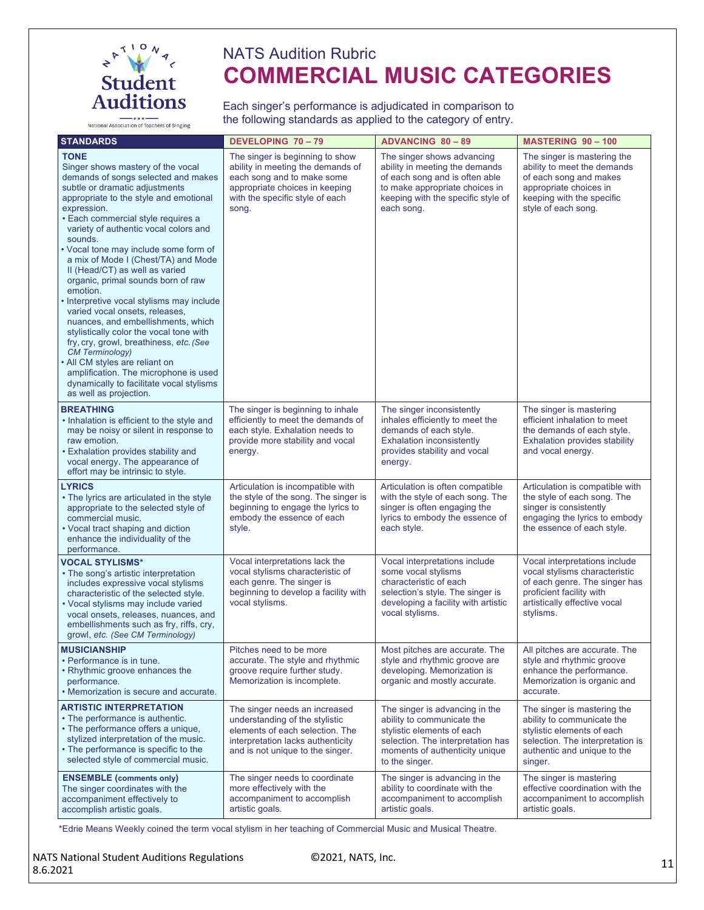National Student Auditions

National Association of Teachers of Singing

# NATS Audition Rubric
## COMMERCIAL MUSIC CATEGORIES

Each singer's performance is adjudicated in comparison to the following standards as applied to the category of entry.

| STANDARDS | DEVELOPING 70 – 79 | ADVANCING 80 – 89 | MASTERING 90 – 100 |
|---|---|---|---|
| **TONE**<br>Singer shows mastery of the vocal demands of songs selected and makes subtle or dramatic adjustments appropriate to the style and emotional expression.<br>• Each commercial style requires a variety of authentic vocal colors and sounds.<br>• Vocal tone may include some form of a mix of Mode I (Chest/TA) and Mode II (Head/CT) as well as varied organic, primal sounds born of raw emotion.<br>• Interpretive vocal stylisms may include varied vocal onsets, releases, nuances, and embellishments, which stylistically color the vocal tone with fry, cry, growl, breathiness, *etc.* *(See CM Terminology)*<br>• All CM styles are reliant on amplification. The microphone is used dynamically to facilitate vocal stylisms as well as projection. | The singer is beginning to show ability in meeting the demands of each song and to make some appropriate choices in keeping with the specific style of each song. | The singer shows advancing ability in meeting the demands of each song and is often able to make appropriate choices in keeping with the specific style of each song. | The singer is mastering the ability to meet the demands of each song and makes appropriate choices in keeping with the specific style of each song. |
| **BREATHING**<br>• Inhalation is efficient to the style and may be noisy or silent in response to raw emotion.<br>• Exhalation provides stability and vocal energy. The appearance of effort may be intrinsic to style. | The singer is beginning to inhale efficiently to meet the demands of each style. Exhalation needs to provide more stability and vocal energy. | The singer inconsistently inhales efficiently to meet the demands of each style. Exhalation inconsistently provides stability and vocal energy. | The singer is mastering efficient inhalation to meet the demands of each style. Exhalation provides stability and vocal energy. |
| **LYRICS**<br>• The lyrics are articulated in the style appropriate to the selected style of commercial music.<br>• Vocal tract shaping and diction enhance the individuality of the performance. | Articulation is incompatible with the style of the song. The singer is beginning to engage the lyrics to embody the essence of each style. | Articulation is often compatible with the style of each song. The singer is often engaging the lyrics to embody the essence of each style. | Articulation is compatible with the style of each song. The singer is consistently engaging the lyrics to embody the essence of each style. |
| **VOCAL STYLISMS***<br>• The song's artistic interpretation includes expressive vocal stylisms characteristic of the selected style.<br>• Vocal stylisms may include varied vocal onsets, releases, nuances, and embellishments such as fry, riffs, cry, growl, *etc. (See CM Terminology)* | Vocal interpretations lack the vocal stylisms characteristic of each genre. The singer is beginning to develop a facility with vocal stylisms. | Vocal interpretations include some vocal stylisms characteristic of each selection's style. The singer is developing a facility with artistic vocal stylisms. | Vocal interpretations include vocal stylisms characteristic of each genre. The singer has proficient facility with artistically effective vocal stylisms. |
| **MUSICIANSHIP**<br>• Performance is in tune.<br>• Rhythmic groove enhances the performance.<br>• Memorization is secure and accurate. | Pitches need to be more accurate. The style and rhythmic groove require further study. Memorization is incomplete. | Most pitches are accurate. The style and rhythmic groove are developing. Memorization is organic and mostly accurate. | All pitches are accurate. The style and rhythmic groove enhance the performance. Memorization is organic and accurate. |
| **ARTISTIC INTERPRETATION**<br>• The performance is authentic.<br>• The performance offers a unique, stylized interpretation of the music.<br>• The performance is specific to the selected style of commercial music. | The singer needs an increased understanding of the stylistic elements of each selection. The interpretation lacks authenticity and is not unique to the singer. | The singer is advancing in the ability to communicate the stylistic elements of each selection. The interpretation has moments of authenticity unique to the singer. | The singer is mastering the ability to communicate the stylistic elements of each selection. The interpretation is authentic and unique to the singer. |
| **ENSEMBLE (comments only)**<br>The singer coordinates with the accompaniment effectively to accomplish artistic goals. | The singer needs to coordinate more effectively with the accompaniment to accomplish artistic goals. | The singer is advancing in the ability to coordinate with the accompaniment to accomplish artistic goals. | The singer is mastering effective coordination with the accompaniment to accomplish artistic goals. |

*Edrie Means Weekly coined the term vocal stylism in her teaching of Commercial Music and Musical Theatre.

NATS National Student Auditions Regulations 8.6.2021 ©2021, NATS, Inc.